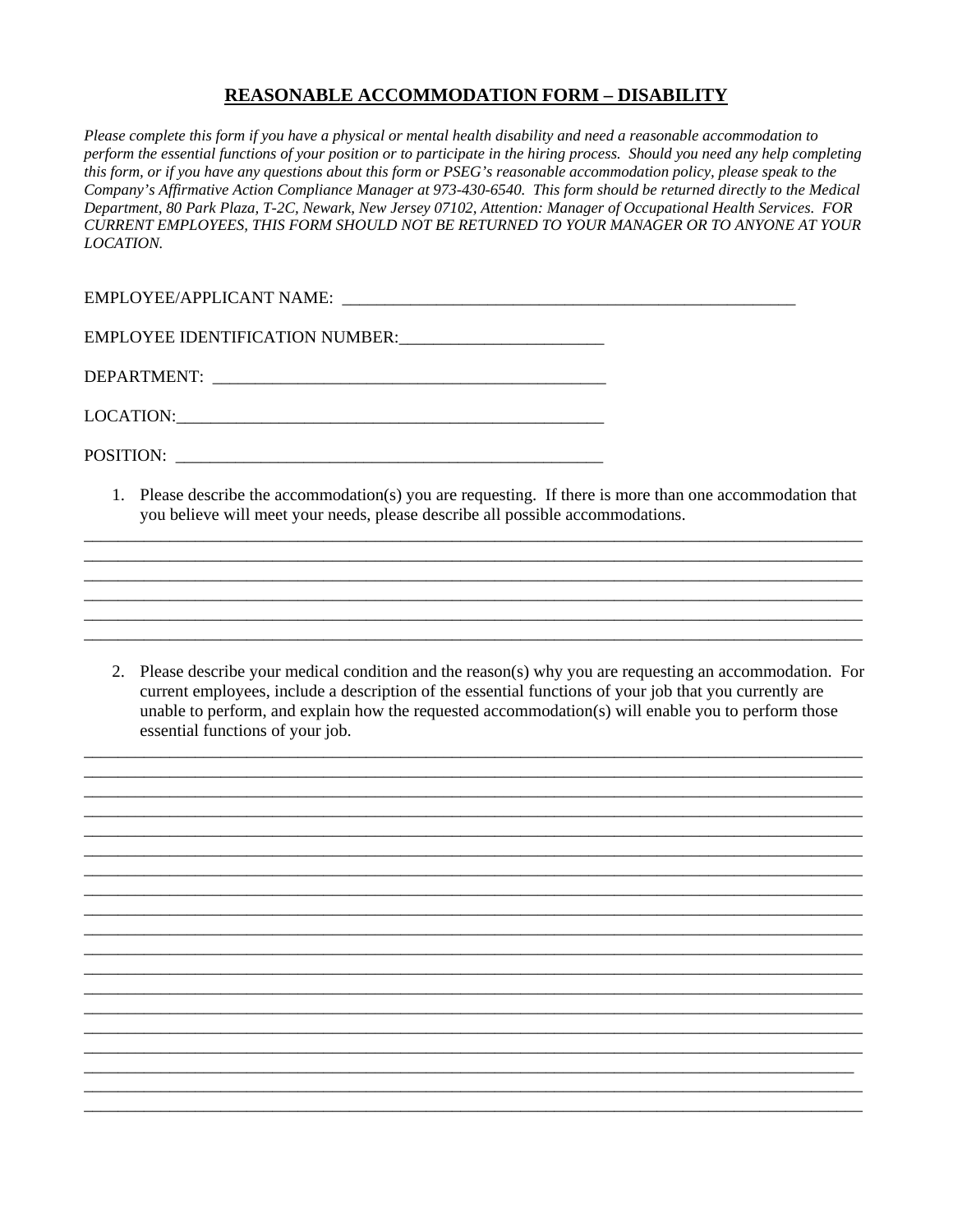# **REASONABLE ACCOMMODATION FORM – DISABILITY**

*Please complete this form if you have a physical or mental health disability and need a reasonable accommodation to perform the essential functions of your position or to participate in the hiring process. Should you need any help completing this form, or if you have any questions about this form or PSEG's reasonable accommodation policy, please speak to the Company's Affirmative Action Compliance Manager at 973-430-6540. This form should be returned directly to the Medical Department, 80 Park Plaza, T-2C, Newark, New Jersey 07102, Attention: Manager of Occupational Health Services. FOR CURRENT EMPLOYEES, THIS FORM SHOULD NOT BE RETURNED TO YOUR MANAGER OR TO ANYONE AT YOUR LOCATION.*

EMPLOYEE/APPLICANT NAME: _______________________________________________________

EMPLOYEE IDENTIFICATION NUMBER:________________________

DEPARTMENT: _______________________________________________

LOCATION:___________________________________________________

POSITION: ___________________________________________________

1. Please describe the accommodation(s) you are requesting. If there is more than one accommodation that you believe will meet your needs, please describe all possible accommodations.

______________________________________________________________________________________________
______________________________________________________________________________________________
______________________________________________________________________________________________
______________________________________________________________________________________________
______________________________________________________________________________________________
______________________________________________________________________________________________

2. Please describe your medical condition and the reason(s) why you are requesting an accommodation. For current employees, include a description of the essential functions of your job that you currently are unable to perform, and explain how the requested accommodation(s) will enable you to perform those essential functions of your job.

______________________________________________________________________________________________
______________________________________________________________________________________________
______________________________________________________________________________________________
______________________________________________________________________________________________
______________________________________________________________________________________________
______________________________________________________________________________________________
______________________________________________________________________________________________
______________________________________________________________________________________________
______________________________________________________________________________________________
______________________________________________________________________________________________
______________________________________________________________________________________________
______________________________________________________________________________________________
______________________________________________________________________________________________
______________________________________________________________________________________________
______________________________________________________________________________________________
______________________________________________________________________________________________
______________________________________________________________________________________________
______________________________________________________________________________________________
______________________________________________________________________________________________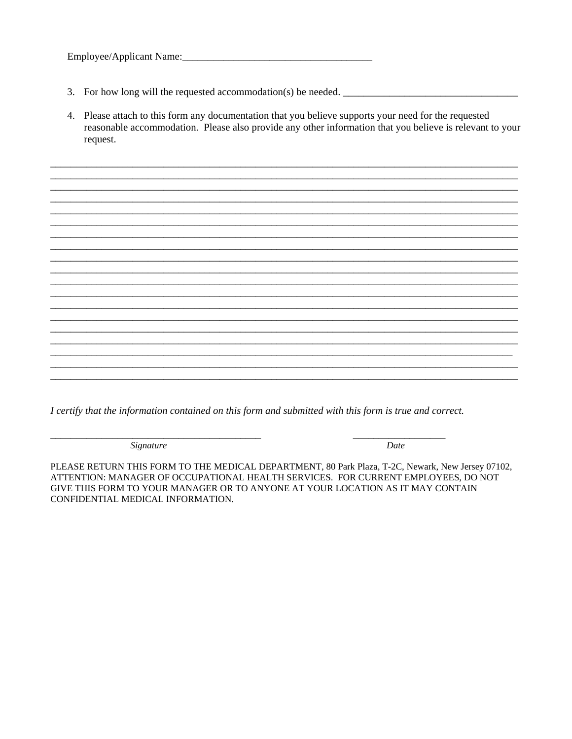Employee/Applicant Name:_____________________________________

3. For how long will the requested accommodation(s) be needed. __________________________________

4. Please attach to this form any documentation that you believe supports your need for the requested reasonable accommodation. Please also provide any other information that you believe is relevant to your request.

_____________________________________________________________________________________________
_____________________________________________________________________________________________
_____________________________________________________________________________________________
_____________________________________________________________________________________________
_____________________________________________________________________________________________
_____________________________________________________________________________________________
_____________________________________________________________________________________________
_____________________________________________________________________________________________
_____________________________________________________________________________________________
_____________________________________________________________________________________________
_____________________________________________________________________________________________
_____________________________________________________________________________________________
_____________________________________________________________________________________________
_____________________________________________________________________________________________
_____________________________________________________________________________________________
_____________________________________________________________________________________________
_____________________________________________________________________________________________
_____________________________________________________________________________________________
_____________________________________________________________________________________________

*I certify that the information contained on this form and submitted with this form is true and correct.*

___________________________________________ ___________________
*Signature* *Date*

PLEASE RETURN THIS FORM TO THE MEDICAL DEPARTMENT, 80 Park Plaza, T-2C, Newark, New Jersey 07102, ATTENTION: MANAGER OF OCCUPATIONAL HEALTH SERVICES. FOR CURRENT EMPLOYEES, DO NOT GIVE THIS FORM TO YOUR MANAGER OR TO ANYONE AT YOUR LOCATION AS IT MAY CONTAIN CONFIDENTIAL MEDICAL INFORMATION.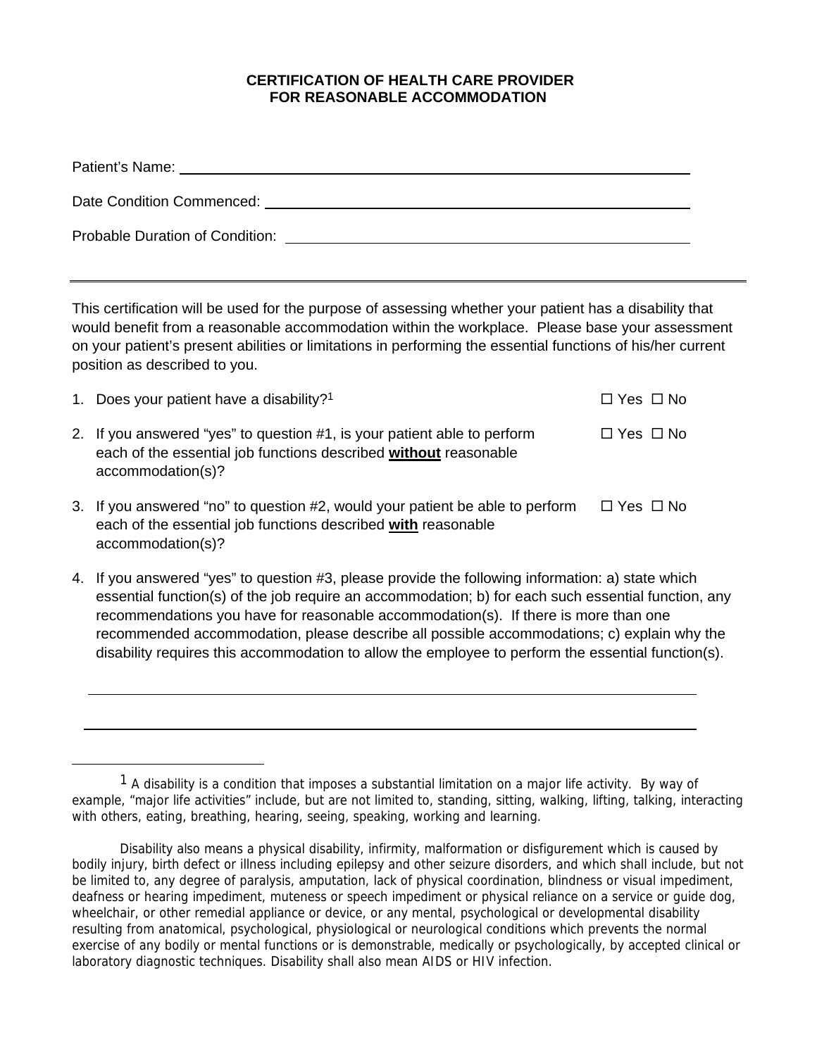# CERTIFICATION OF HEALTH CARE PROVIDER FOR REASONABLE ACCOMMODATION

Patient's Name: \_\_\_\_\_\_\_\_\_\_\_\_\_\_\_\_\_\_\_\_\_\_\_\_\_\_\_\_\_\_\_\_\_\_\_\_\_\_\_\_

Date Condition Commenced: \_\_\_\_\_\_\_\_\_\_\_\_\_\_\_\_\_\_\_\_\_\_\_\_\_\_\_\_\_\_\_\_\_\_\_\_\_\_\_\_

Probable Duration of Condition: \_\_\_\_\_\_\_\_\_\_\_\_\_\_\_\_\_\_\_\_\_\_\_\_\_\_\_\_\_\_\_\_\_\_\_\_\_\_\_\_

---

This certification will be used for the purpose of assessing whether your patient has a disability that would benefit from a reasonable accommodation within the workplace. Please base your assessment on your patient's present abilities or limitations in performing the essential functions of his/her current position as described to you.

1. Does your patient have a disability?[1] ☐ Yes ☐ No

2. If you answered "yes" to question #1, is your patient able to perform each of the essential job functions described **without** reasonable accommodation(s)? ☐ Yes ☐ No

3. If you answered "no" to question #2, would your patient be able to perform each of the essential job functions described **with** reasonable accommodation(s)? ☐ Yes ☐ No

4. If you answered "yes" to question #3, please provide the following information: a) state which essential function(s) of the job require an accommodation; b) for each such essential function, any recommendations you have for reasonable accommodation(s). If there is more than one recommended accommodation, please describe all possible accommodations; c) explain why the disability requires this accommodation to allow the employee to perform the essential function(s).

\_\_\_\_\_\_\_\_\_\_\_\_\_\_\_\_\_\_\_\_\_\_\_\_\_\_\_\_\_\_\_\_\_\_\_\_\_\_\_\_\_\_\_\_\_\_\_\_\_\_\_\_\_\_\_\_

\_\_\_\_\_\_\_\_\_\_\_\_\_\_\_\_\_\_\_\_\_\_\_\_\_\_\_\_\_\_\_\_\_\_\_\_\_\_\_\_\_\_\_\_\_\_\_\_\_\_\_\_\_\_\_\_

---

[1] A disability is a condition that imposes a substantial limitation on a major life activity. By way of example, "major life activities" include, but are not limited to, standing, sitting, walking, lifting, talking, interacting with others, eating, breathing, hearing, seeing, speaking, working and learning.

Disability also means a physical disability, infirmity, malformation or disfigurement which is caused by bodily injury, birth defect or illness including epilepsy and other seizure disorders, and which shall include, but not be limited to, any degree of paralysis, amputation, lack of physical coordination, blindness or visual impediment, deafness or hearing impediment, muteness or speech impediment or physical reliance on a service or guide dog, wheelchair, or other remedial appliance or device, or any mental, psychological or developmental disability resulting from anatomical, psychological, physiological or neurological conditions which prevents the normal exercise of any bodily or mental functions or is demonstrable, medically or psychologically, by accepted clinical or laboratory diagnostic techniques. Disability shall also mean AIDS or HIV infection.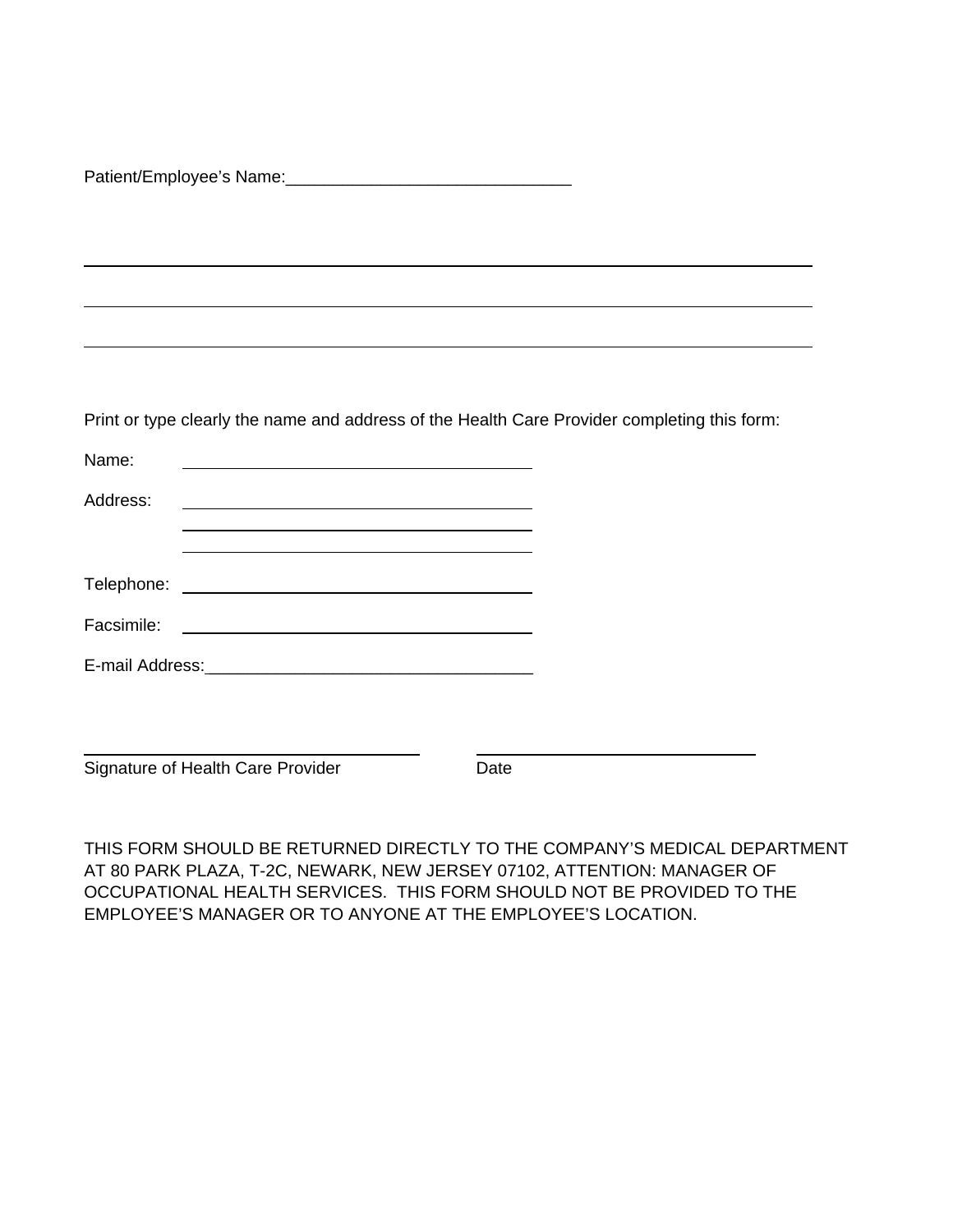Patient/Employee's Name:______________________________

______________________________________________________________________________

______________________________________________________________________________

______________________________________________________________________________

Print or type clearly the name and address of the Health Care Provider completing this form:

Name: ____________________________________

Address: ____________________________________

____________________________________

____________________________________

Telephone: ____________________________________

Facsimile: ____________________________________

E-mail Address:__________________________________

____________________________________ ______________________________

Signature of Health Care Provider Date

THIS FORM SHOULD BE RETURNED DIRECTLY TO THE COMPANY'S MEDICAL DEPARTMENT AT 80 PARK PLAZA, T-2C, NEWARK, NEW JERSEY 07102, ATTENTION: MANAGER OF OCCUPATIONAL HEALTH SERVICES. THIS FORM SHOULD NOT BE PROVIDED TO THE EMPLOYEE'S MANAGER OR TO ANYONE AT THE EMPLOYEE'S LOCATION.